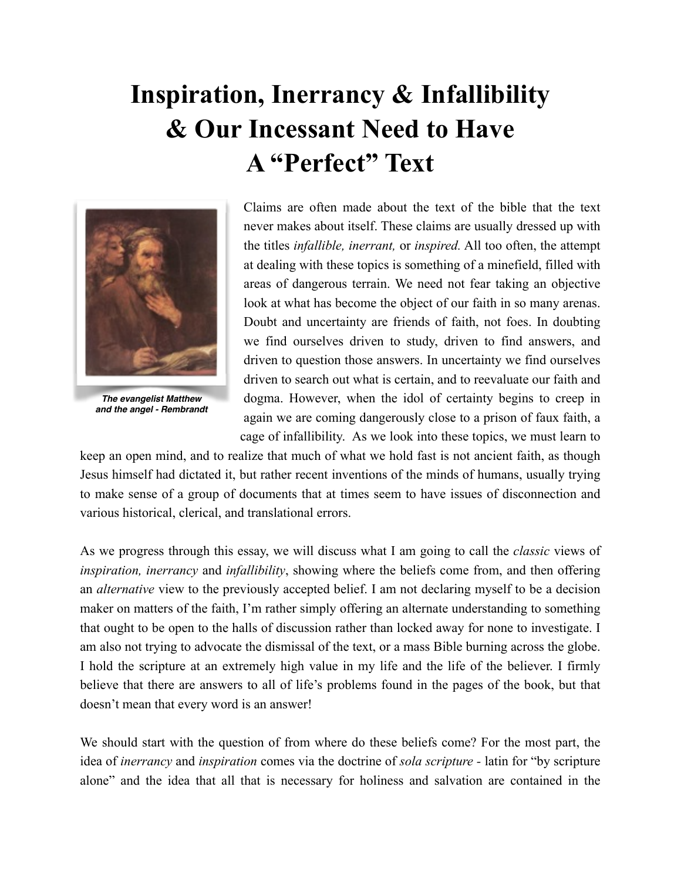# Inspiration, Inerrancy & Infallibility & Our Incessant Need to Have A "Perfect" Text

***The evangelist Matthew and the angel - Rembrandt***

Claims are often made about the text of the bible that the text never makes about itself. These claims are usually dressed up with the titles *infallible, inerrant,* or *inspired.* All too often, the attempt at dealing with these topics is something of a minefield, filled with areas of dangerous terrain. We need not fear taking an objective look at what has become the object of our faith in so many arenas. Doubt and uncertainty are friends of faith, not foes. In doubting we find ourselves driven to study, driven to find answers, and driven to question those answers. In uncertainty we find ourselves driven to search out what is certain, and to reevaluate our faith and dogma. However, when the idol of certainty begins to creep in again we are coming dangerously close to a prison of faux faith, a cage of infallibility. As we look into these topics, we must learn to keep an open mind, and to realize that much of what we hold fast is not ancient faith, as though Jesus himself had dictated it, but rather recent inventions of the minds of humans, usually trying to make sense of a group of documents that at times seem to have issues of disconnection and various historical, clerical, and translational errors.

As we progress through this essay, we will discuss what I am going to call the *classic* views of *inspiration, inerrancy* and *infallibility*, showing where the beliefs come from, and then offering an *alternative* view to the previously accepted belief. I am not declaring myself to be a decision maker on matters of the faith, I'm rather simply offering an alternate understanding to something that ought to be open to the halls of discussion rather than locked away for none to investigate. I am also not trying to advocate the dismissal of the text, or a mass Bible burning across the globe. I hold the scripture at an extremely high value in my life and the life of the believer. I firmly believe that there are answers to all of life's problems found in the pages of the book, but that doesn't mean that every word is an answer!

We should start with the question of from where do these beliefs come? For the most part, the idea of *inerrancy* and *inspiration* comes via the doctrine of *sola scripture* - latin for "by scripture alone" and the idea that all that is necessary for holiness and salvation are contained in the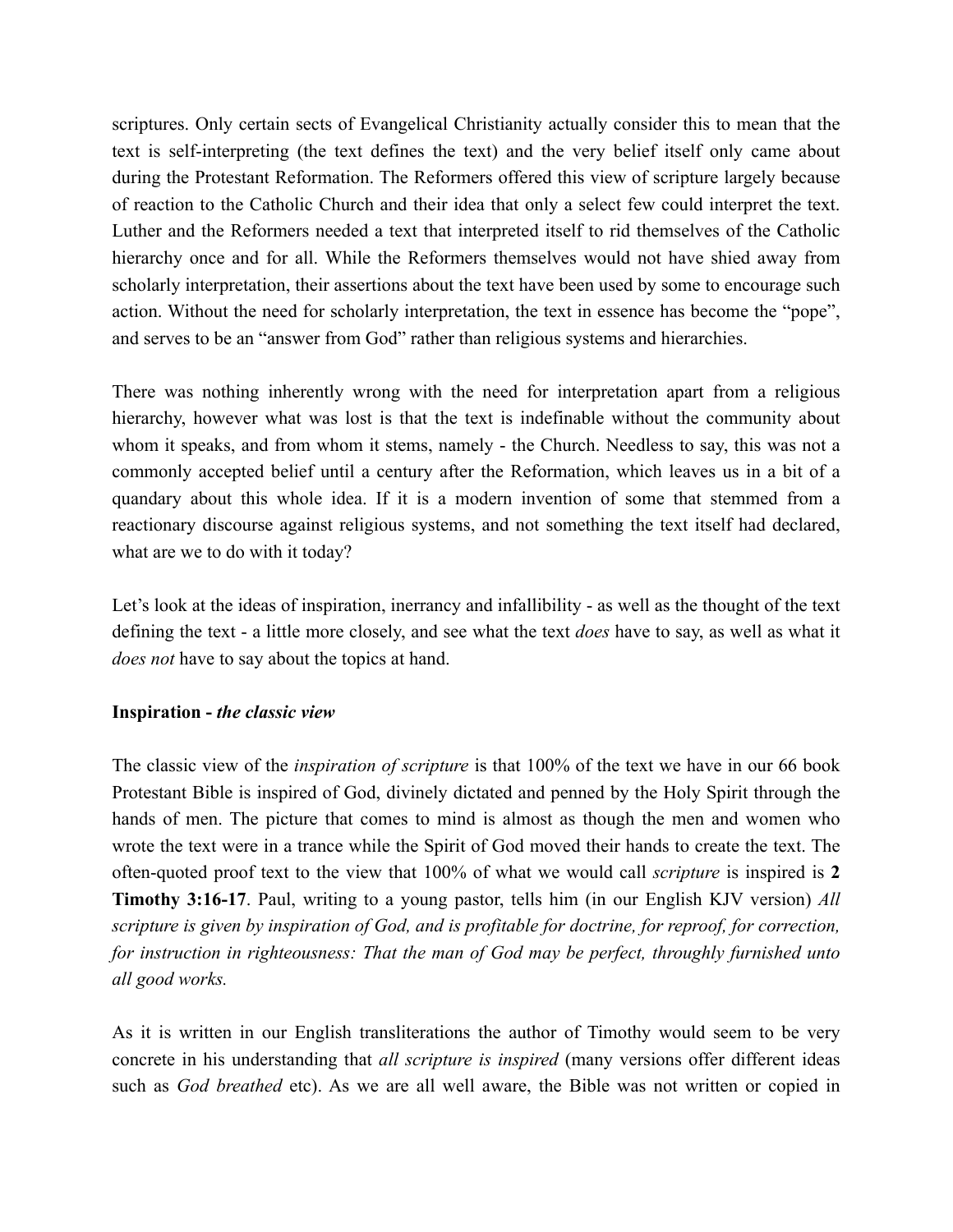scriptures. Only certain sects of Evangelical Christianity actually consider this to mean that the text is self-interpreting (the text defines the text) and the very belief itself only came about during the Protestant Reformation. The Reformers offered this view of scripture largely because of reaction to the Catholic Church and their idea that only a select few could interpret the text. Luther and the Reformers needed a text that interpreted itself to rid themselves of the Catholic hierarchy once and for all. While the Reformers themselves would not have shied away from scholarly interpretation, their assertions about the text have been used by some to encourage such action. Without the need for scholarly interpretation, the text in essence has become the "pope", and serves to be an "answer from God" rather than religious systems and hierarchies.

There was nothing inherently wrong with the need for interpretation apart from a religious hierarchy, however what was lost is that the text is indefinable without the community about whom it speaks, and from whom it stems, namely - the Church. Needless to say, this was not a commonly accepted belief until a century after the Reformation, which leaves us in a bit of a quandary about this whole idea. If it is a modern invention of some that stemmed from a reactionary discourse against religious systems, and not something the text itself had declared, what are we to do with it today?

Let's look at the ideas of inspiration, inerrancy and infallibility - as well as the thought of the text defining the text - a little more closely, and see what the text *does* have to say, as well as what it *does not* have to say about the topics at hand.

**Inspiration - *the classic view***

The classic view of the *inspiration of scripture* is that 100% of the text we have in our 66 book Protestant Bible is inspired of God, divinely dictated and penned by the Holy Spirit through the hands of men. The picture that comes to mind is almost as though the men and women who wrote the text were in a trance while the Spirit of God moved their hands to create the text. The often-quoted proof text to the view that 100% of what we would call *scripture* is inspired is **2 Timothy 3:16-17**. Paul, writing to a young pastor, tells him (in our English KJV version) *All scripture is given by inspiration of God, and is profitable for doctrine, for reproof, for correction, for instruction in righteousness: That the man of God may be perfect, throughly furnished unto all good works.*

As it is written in our English transliterations the author of Timothy would seem to be very concrete in his understanding that *all scripture is inspired* (many versions offer different ideas such as *God breathed* etc). As we are all well aware, the Bible was not written or copied in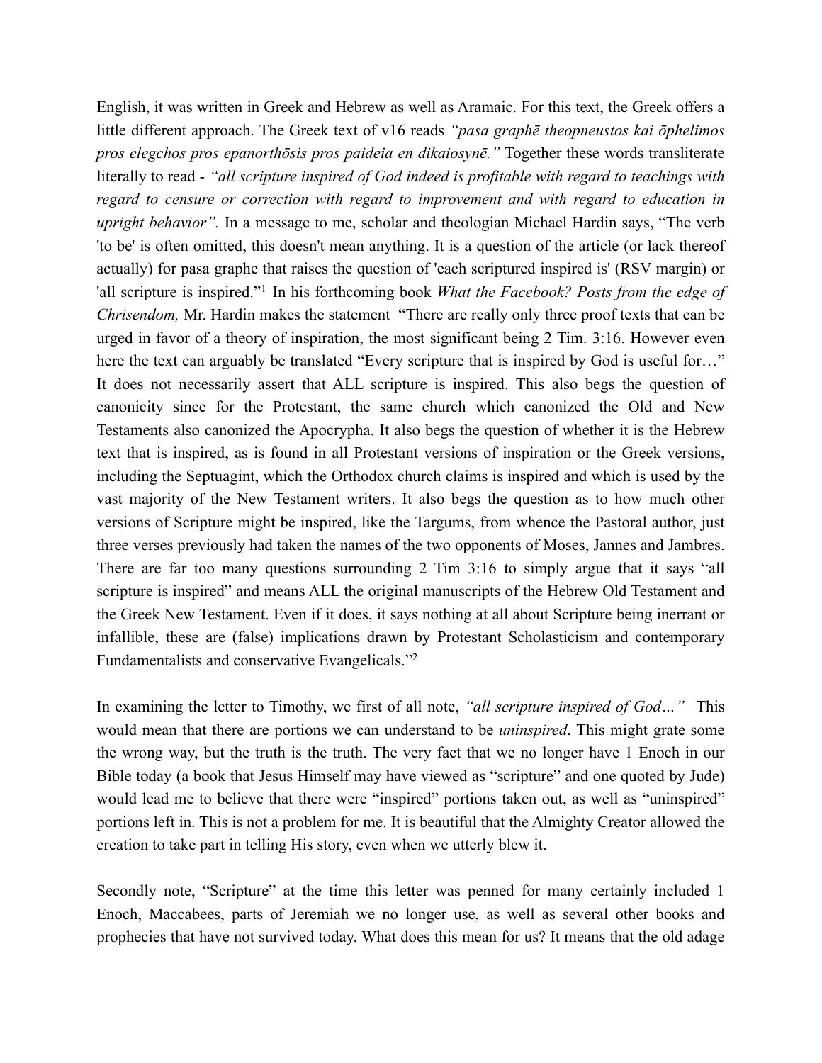English, it was written in Greek and Hebrew as well as Aramaic. For this text, the Greek offers a little different approach. The Greek text of v16 reads *"pasa graphē theopneustos kai ōphelimos pros elegchos pros epanorthōsis pros paideia en dikaiosynē."* Together these words transliterate literally to read - *"all scripture inspired of God indeed is profitable with regard to teachings with regard to censure or correction with regard to improvement and with regard to education in upright behavior".* In a message to me, scholar and theologian Michael Hardin says, "The verb 'to be' is often omitted, this doesn't mean anything. It is a question of the article (or lack thereof actually) for pasa graphe that raises the question of 'each scriptured inspired is' (RSV margin) or 'all scripture is inspired."[1] In his forthcoming book *What the Facebook? Posts from the edge of Chrisendom,* Mr. Hardin makes the statement "There are really only three proof texts that can be urged in favor of a theory of inspiration, the most significant being 2 Tim. 3:16. However even here the text can arguably be translated "Every scripture that is inspired by God is useful for…" It does not necessarily assert that ALL scripture is inspired. This also begs the question of canonicity since for the Protestant, the same church which canonized the Old and New Testaments also canonized the Apocrypha. It also begs the question of whether it is the Hebrew text that is inspired, as is found in all Protestant versions of inspiration or the Greek versions, including the Septuagint, which the Orthodox church claims is inspired and which is used by the vast majority of the New Testament writers. It also begs the question as to how much other versions of Scripture might be inspired, like the Targums, from whence the Pastoral author, just three verses previously had taken the names of the two opponents of Moses, Jannes and Jambres. There are far too many questions surrounding 2 Tim 3:16 to simply argue that it says "all scripture is inspired" and means ALL the original manuscripts of the Hebrew Old Testament and the Greek New Testament. Even if it does, it says nothing at all about Scripture being inerrant or infallible, these are (false) implications drawn by Protestant Scholasticism and contemporary Fundamentalists and conservative Evangelicals."[2]

In examining the letter to Timothy, we first of all note, *"all scripture inspired of God…"* This would mean that there are portions we can understand to be *uninspired*. This might grate some the wrong way, but the truth is the truth. The very fact that we no longer have 1 Enoch in our Bible today (a book that Jesus Himself may have viewed as "scripture" and one quoted by Jude) would lead me to believe that there were "inspired" portions taken out, as well as "uninspired" portions left in. This is not a problem for me. It is beautiful that the Almighty Creator allowed the creation to take part in telling His story, even when we utterly blew it.

Secondly note, "Scripture" at the time this letter was penned for many certainly included 1 Enoch, Maccabees, parts of Jeremiah we no longer use, as well as several other books and prophecies that have not survived today. What does this mean for us? It means that the old adage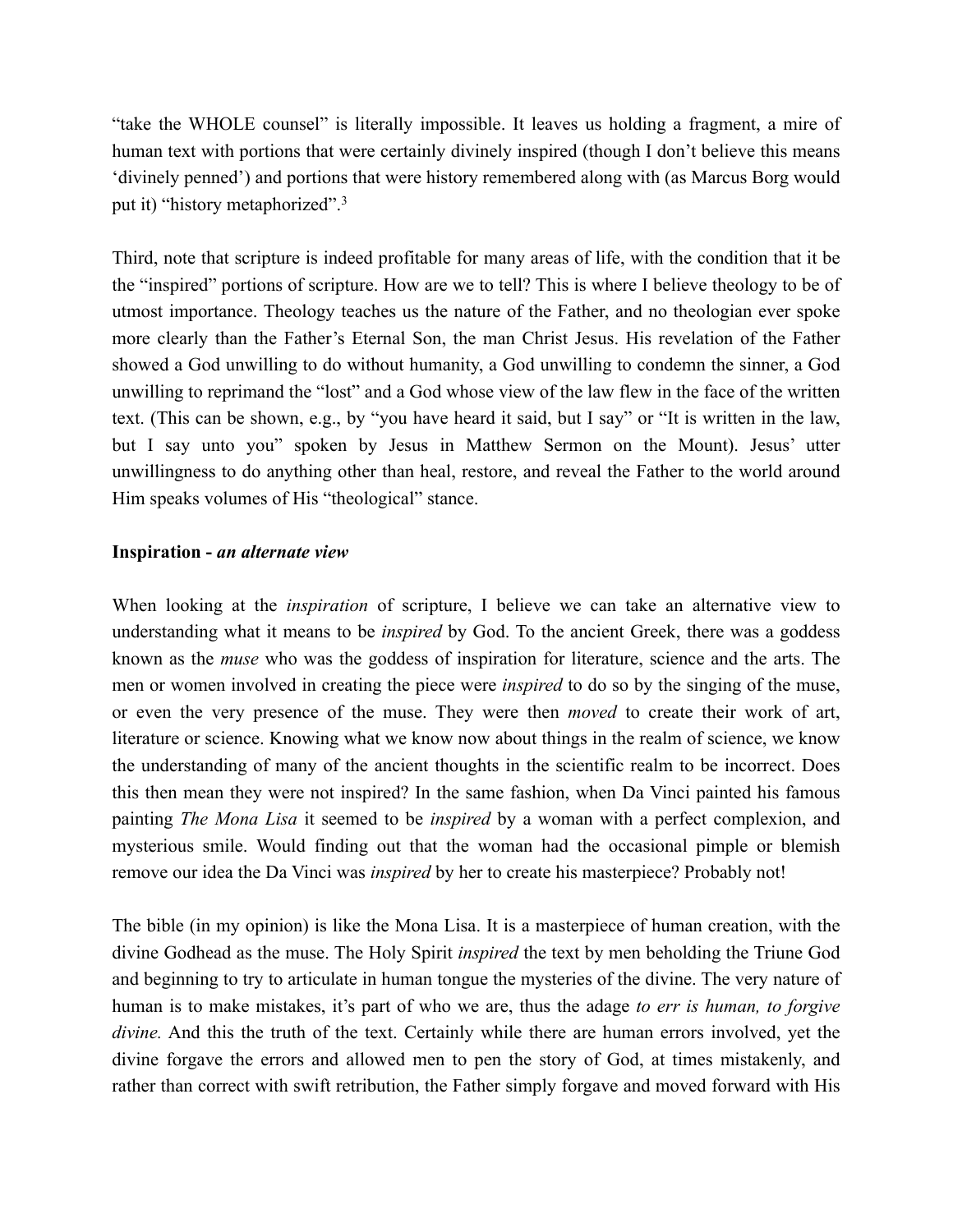“take the WHOLE counsel” is literally impossible. It leaves us holding a fragment, a mire of human text with portions that were certainly divinely inspired (though I don’t believe this means ‘divinely penned’) and portions that were history remembered along with (as Marcus Borg would put it) “history metaphorized”.[3]

Third, note that scripture is indeed profitable for many areas of life, with the condition that it be the “inspired” portions of scripture. How are we to tell? This is where I believe theology to be of utmost importance. Theology teaches us the nature of the Father, and no theologian ever spoke more clearly than the Father’s Eternal Son, the man Christ Jesus. His revelation of the Father showed a God unwilling to do without humanity, a God unwilling to condemn the sinner, a God unwilling to reprimand the “lost” and a God whose view of the law flew in the face of the written text. (This can be shown, e.g., by “you have heard it said, but I say” or “It is written in the law, but I say unto you” spoken by Jesus in Matthew Sermon on the Mount). Jesus’ utter unwillingness to do anything other than heal, restore, and reveal the Father to the world around Him speaks volumes of His “theological” stance.

**Inspiration -** ***an alternate view***

When looking at the *inspiration* of scripture, I believe we can take an alternative view to understanding what it means to be *inspired* by God. To the ancient Greek, there was a goddess known as the *muse* who was the goddess of inspiration for literature, science and the arts. The men or women involved in creating the piece were *inspired* to do so by the singing of the muse, or even the very presence of the muse. They were then *moved* to create their work of art, literature or science. Knowing what we know now about things in the realm of science, we know the understanding of many of the ancient thoughts in the scientific realm to be incorrect. Does this then mean they were not inspired? In the same fashion, when Da Vinci painted his famous painting *The Mona Lisa* it seemed to be *inspired* by a woman with a perfect complexion, and mysterious smile. Would finding out that the woman had the occasional pimple or blemish remove our idea the Da Vinci was *inspired* by her to create his masterpiece? Probably not!

The bible (in my opinion) is like the Mona Lisa. It is a masterpiece of human creation, with the divine Godhead as the muse. The Holy Spirit *inspired* the text by men beholding the Triune God and beginning to try to articulate in human tongue the mysteries of the divine. The very nature of human is to make mistakes, it’s part of who we are, thus the adage *to err is human, to forgive divine.* And this the truth of the text. Certainly while there are human errors involved, yet the divine forgave the errors and allowed men to pen the story of God, at times mistakenly, and rather than correct with swift retribution, the Father simply forgave and moved forward with His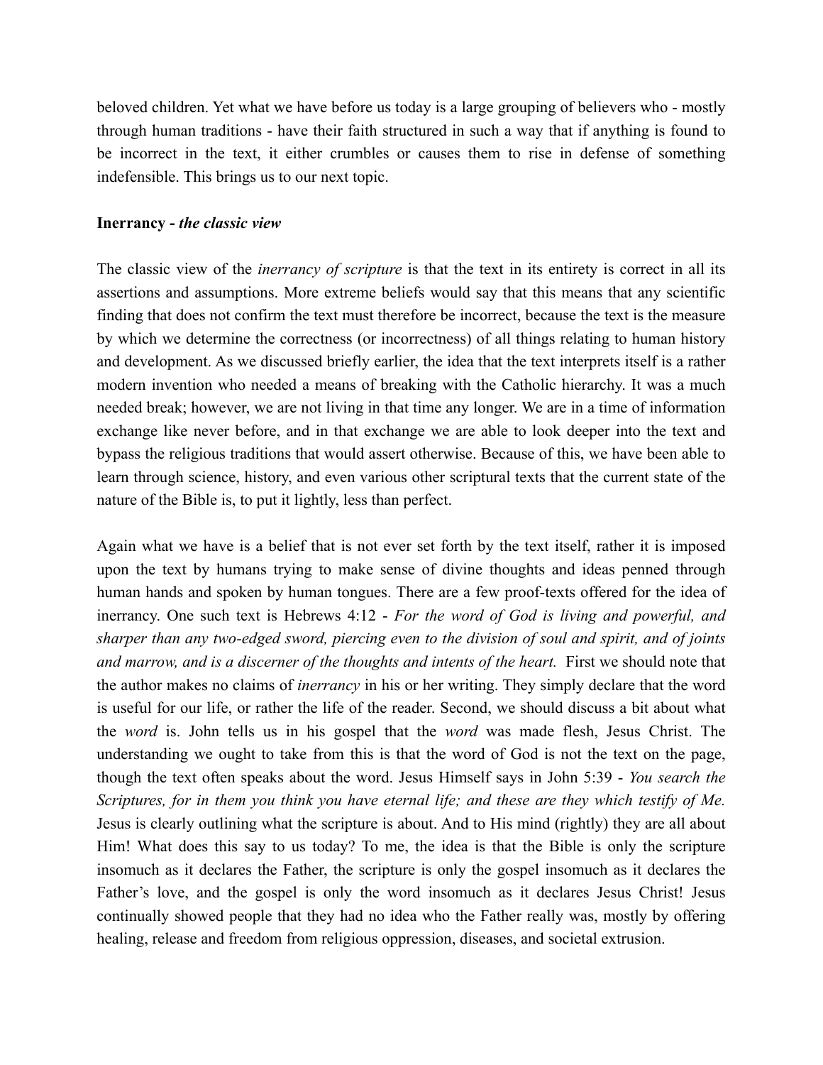beloved children. Yet what we have before us today is a large grouping of believers who - mostly through human traditions - have their faith structured in such a way that if anything is found to be incorrect in the text, it either crumbles or causes them to rise in defense of something indefensible. This brings us to our next topic.

**Inerrancy - *the classic view***

The classic view of the *inerrancy of scripture* is that the text in its entirety is correct in all its assertions and assumptions. More extreme beliefs would say that this means that any scientific finding that does not confirm the text must therefore be incorrect, because the text is the measure by which we determine the correctness (or incorrectness) of all things relating to human history and development. As we discussed briefly earlier, the idea that the text interprets itself is a rather modern invention who needed a means of breaking with the Catholic hierarchy. It was a much needed break; however, we are not living in that time any longer. We are in a time of information exchange like never before, and in that exchange we are able to look deeper into the text and bypass the religious traditions that would assert otherwise. Because of this, we have been able to learn through science, history, and even various other scriptural texts that the current state of the nature of the Bible is, to put it lightly, less than perfect.

Again what we have is a belief that is not ever set forth by the text itself, rather it is imposed upon the text by humans trying to make sense of divine thoughts and ideas penned through human hands and spoken by human tongues. There are a few proof-texts offered for the idea of inerrancy. One such text is Hebrews 4:12 - *For the word of God is living and powerful, and sharper than any two-edged sword, piercing even to the division of soul and spirit, and of joints and marrow, and is a discerner of the thoughts and intents of the heart.* First we should note that the author makes no claims of *inerrancy* in his or her writing. They simply declare that the word is useful for our life, or rather the life of the reader. Second, we should discuss a bit about what the *word* is. John tells us in his gospel that the *word* was made flesh, Jesus Christ. The understanding we ought to take from this is that the word of God is not the text on the page, though the text often speaks about the word. Jesus Himself says in John 5:39 - *You search the Scriptures, for in them you think you have eternal life; and these are they which testify of Me.* Jesus is clearly outlining what the scripture is about. And to His mind (rightly) they are all about Him! What does this say to us today? To me, the idea is that the Bible is only the scripture insomuch as it declares the Father, the scripture is only the gospel insomuch as it declares the Father's love, and the gospel is only the word insomuch as it declares Jesus Christ! Jesus continually showed people that they had no idea who the Father really was, mostly by offering healing, release and freedom from religious oppression, diseases, and societal extrusion.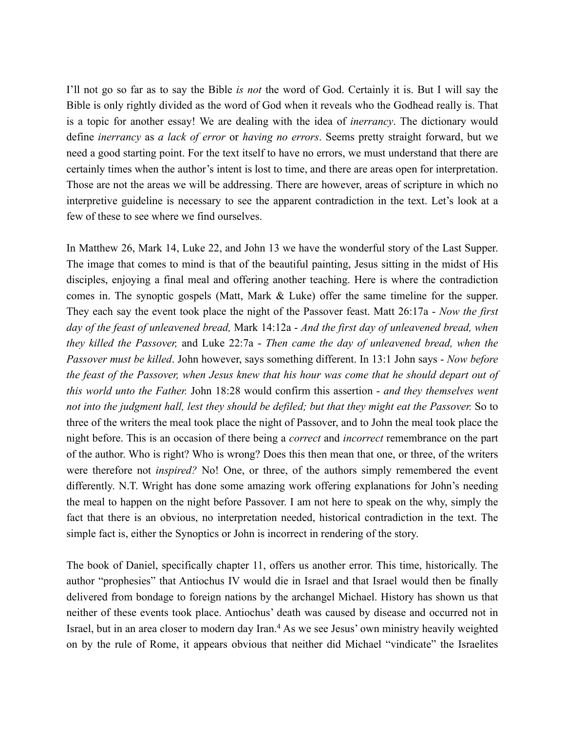I’ll not go so far as to say the Bible *is not* the word of God. Certainly it is. But I will say the Bible is only rightly divided as the word of God when it reveals who the Godhead really is. That is a topic for another essay! We are dealing with the idea of *inerrancy*. The dictionary would define *inerrancy* as *a lack of error* or *having no errors*. Seems pretty straight forward, but we need a good starting point. For the text itself to have no errors, we must understand that there are certainly times when the author’s intent is lost to time, and there are areas open for interpretation. Those are not the areas we will be addressing. There are however, areas of scripture in which no interpretive guideline is necessary to see the apparent contradiction in the text. Let’s look at a few of these to see where we find ourselves.

In Matthew 26, Mark 14, Luke 22, and John 13 we have the wonderful story of the Last Supper. The image that comes to mind is that of the beautiful painting, Jesus sitting in the midst of His disciples, enjoying a final meal and offering another teaching. Here is where the contradiction comes in. The synoptic gospels (Matt, Mark & Luke) offer the same timeline for the supper. They each say the event took place the night of the Passover feast. Matt 26:17a - *Now the first day of the feast of unleavened bread,* Mark 14:12a - *And the first day of unleavened bread, when they killed the Passover,* and Luke 22:7a - *Then came the day of unleavened bread, when the Passover must be killed*. John however, says something different. In 13:1 John says - *Now before the feast of the Passover, when Jesus knew that his hour was come that he should depart out of this world unto the Father.* John 18:28 would confirm this assertion - *and they themselves went not into the judgment hall, lest they should be defiled; but that they might eat the Passover.* So to three of the writers the meal took place the night of Passover, and to John the meal took place the night before. This is an occasion of there being a *correct* and *incorrect* remembrance on the part of the author. Who is right? Who is wrong? Does this then mean that one, or three, of the writers were therefore not *inspired?* No! One, or three, of the authors simply remembered the event differently. N.T. Wright has done some amazing work offering explanations for John’s needing the meal to happen on the night before Passover. I am not here to speak on the why, simply the fact that there is an obvious, no interpretation needed, historical contradiction in the text. The simple fact is, either the Synoptics or John is incorrect in rendering of the story.

The book of Daniel, specifically chapter 11, offers us another error. This time, historically. The author “prophesies” that Antiochus IV would die in Israel and that Israel would then be finally delivered from bondage to foreign nations by the archangel Michael. History has shown us that neither of these events took place. Antiochus’ death was caused by disease and occurred not in Israel, but in an area closer to modern day Iran.[4] As we see Jesus’ own ministry heavily weighted on by the rule of Rome, it appears obvious that neither did Michael “vindicate” the Israelites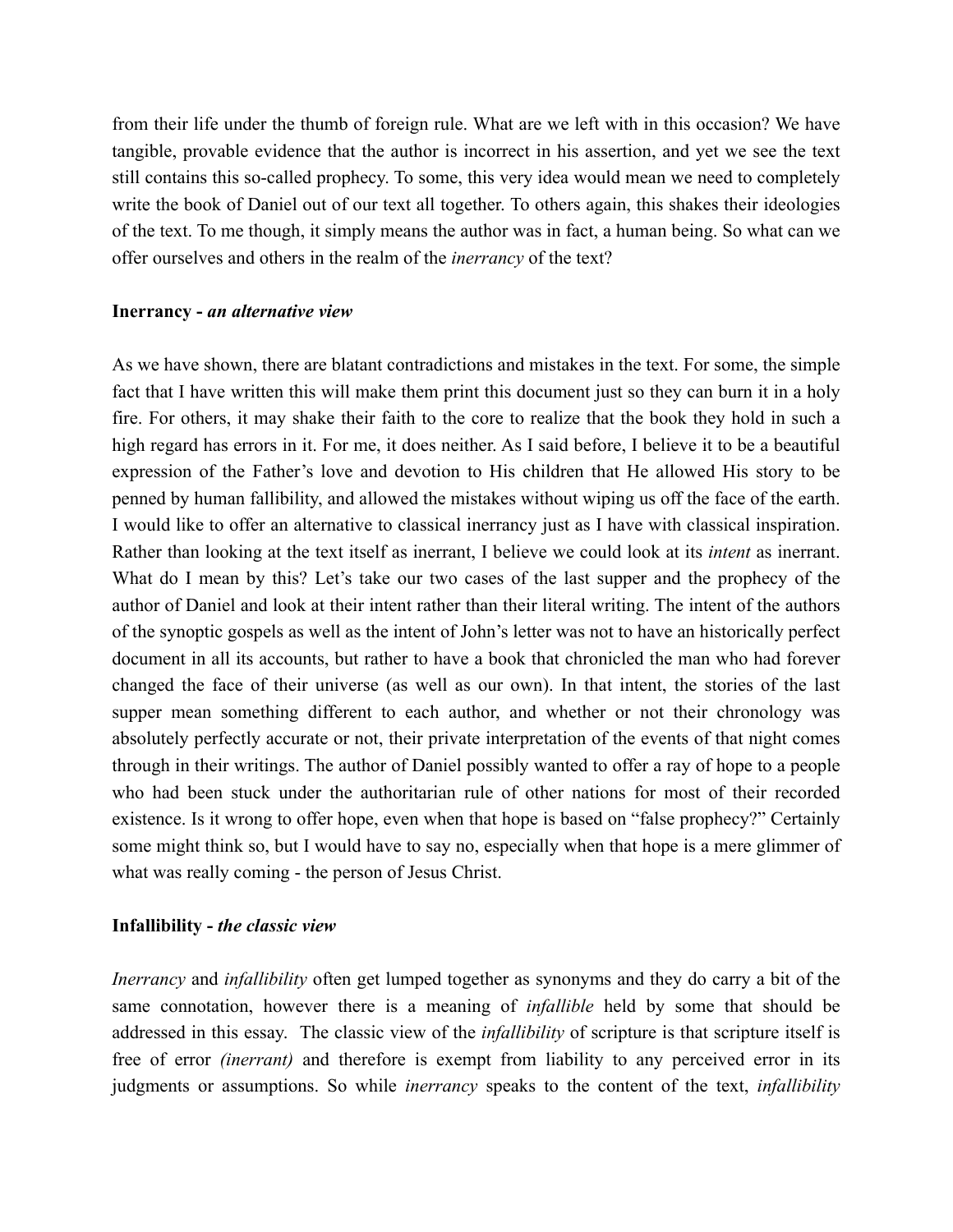from their life under the thumb of foreign rule. What are we left with in this occasion? We have tangible, provable evidence that the author is incorrect in his assertion, and yet we see the text still contains this so-called prophecy. To some, this very idea would mean we need to completely write the book of Daniel out of our text all together. To others again, this shakes their ideologies of the text. To me though, it simply means the author was in fact, a human being. So what can we offer ourselves and others in the realm of the *inerrancy* of the text?

**Inerrancy -** ***an alternative view***

As we have shown, there are blatant contradictions and mistakes in the text. For some, the simple fact that I have written this will make them print this document just so they can burn it in a holy fire. For others, it may shake their faith to the core to realize that the book they hold in such a high regard has errors in it. For me, it does neither. As I said before, I believe it to be a beautiful expression of the Father's love and devotion to His children that He allowed His story to be penned by human fallibility, and allowed the mistakes without wiping us off the face of the earth. I would like to offer an alternative to classical inerrancy just as I have with classical inspiration. Rather than looking at the text itself as inerrant, I believe we could look at its *intent* as inerrant. What do I mean by this? Let's take our two cases of the last supper and the prophecy of the author of Daniel and look at their intent rather than their literal writing. The intent of the authors of the synoptic gospels as well as the intent of John's letter was not to have an historically perfect document in all its accounts, but rather to have a book that chronicled the man who had forever changed the face of their universe (as well as our own). In that intent, the stories of the last supper mean something different to each author, and whether or not their chronology was absolutely perfectly accurate or not, their private interpretation of the events of that night comes through in their writings. The author of Daniel possibly wanted to offer a ray of hope to a people who had been stuck under the authoritarian rule of other nations for most of their recorded existence. Is it wrong to offer hope, even when that hope is based on "false prophecy?" Certainly some might think so, but I would have to say no, especially when that hope is a mere glimmer of what was really coming - the person of Jesus Christ.

**Infallibility -** ***the classic view***

*Inerrancy* and *infallibility* often get lumped together as synonyms and they do carry a bit of the same connotation, however there is a meaning of *infallible* held by some that should be addressed in this essay. The classic view of the *infallibility* of scripture is that scripture itself is free of error *(inerrant)* and therefore is exempt from liability to any perceived error in its judgments or assumptions. So while *inerrancy* speaks to the content of the text, *infallibility*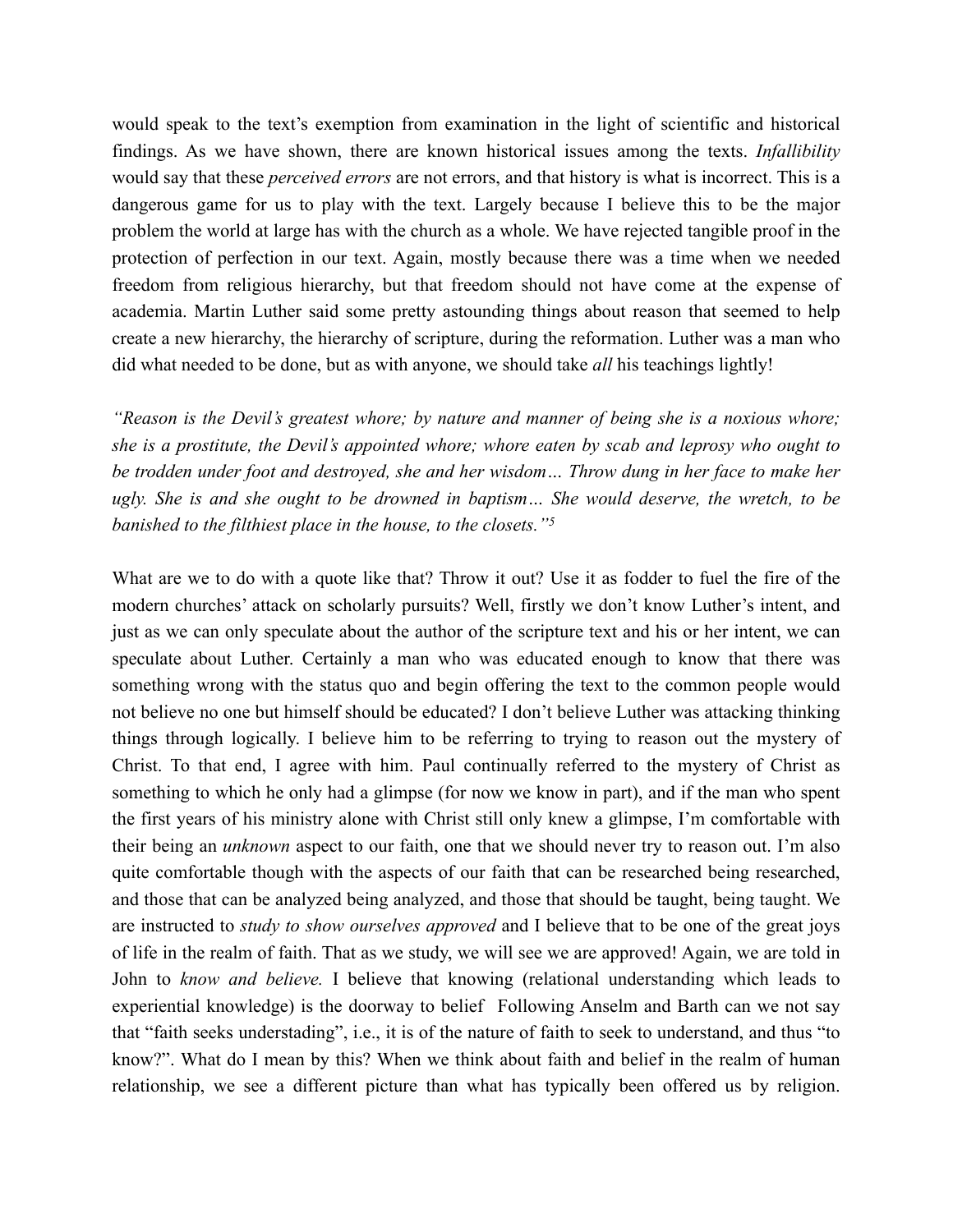would speak to the text's exemption from examination in the light of scientific and historical findings. As we have shown, there are known historical issues among the texts. *Infallibility* would say that these *perceived errors* are not errors, and that history is what is incorrect. This is a dangerous game for us to play with the text. Largely because I believe this to be the major problem the world at large has with the church as a whole. We have rejected tangible proof in the protection of perfection in our text. Again, mostly because there was a time when we needed freedom from religious hierarchy, but that freedom should not have come at the expense of academia. Martin Luther said some pretty astounding things about reason that seemed to help create a new hierarchy, the hierarchy of scripture, during the reformation. Luther was a man who did what needed to be done, but as with anyone, we should take *all* his teachings lightly!

*"Reason is the Devil's greatest whore; by nature and manner of being she is a noxious whore; she is a prostitute, the Devil's appointed whore; whore eaten by scab and leprosy who ought to be trodden under foot and destroyed, she and her wisdom… Throw dung in her face to make her ugly. She is and she ought to be drowned in baptism… She would deserve, the wretch, to be banished to the filthiest place in the house, to the closets."*[5]

What are we to do with a quote like that? Throw it out? Use it as fodder to fuel the fire of the modern churches' attack on scholarly pursuits? Well, firstly we don't know Luther's intent, and just as we can only speculate about the author of the scripture text and his or her intent, we can speculate about Luther. Certainly a man who was educated enough to know that there was something wrong with the status quo and begin offering the text to the common people would not believe no one but himself should be educated? I don't believe Luther was attacking thinking things through logically. I believe him to be referring to trying to reason out the mystery of Christ. To that end, I agree with him. Paul continually referred to the mystery of Christ as something to which he only had a glimpse (for now we know in part), and if the man who spent the first years of his ministry alone with Christ still only knew a glimpse, I'm comfortable with their being an *unknown* aspect to our faith, one that we should never try to reason out. I'm also quite comfortable though with the aspects of our faith that can be researched being researched, and those that can be analyzed being analyzed, and those that should be taught, being taught. We are instructed to *study to show ourselves approved* and I believe that to be one of the great joys of life in the realm of faith. That as we study, we will see we are approved! Again, we are told in John to *know and believe.* I believe that knowing (relational understanding which leads to experiential knowledge) is the doorway to belief Following Anselm and Barth can we not say that "faith seeks understading", i.e., it is of the nature of faith to seek to understand, and thus "to know?". What do I mean by this? When we think about faith and belief in the realm of human relationship, we see a different picture than what has typically been offered us by religion.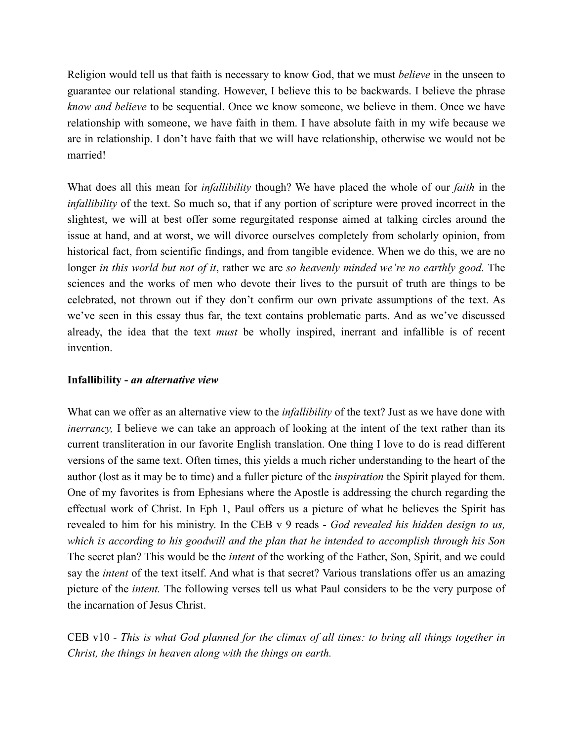Religion would tell us that faith is necessary to know God, that we must *believe* in the unseen to guarantee our relational standing. However, I believe this to be backwards. I believe the phrase *know and believe* to be sequential. Once we know someone, we believe in them. Once we have relationship with someone, we have faith in them. I have absolute faith in my wife because we are in relationship. I don't have faith that we will have relationship, otherwise we would not be married!

What does all this mean for *infallibility* though? We have placed the whole of our *faith* in the *infallibility* of the text. So much so, that if any portion of scripture were proved incorrect in the slightest, we will at best offer some regurgitated response aimed at talking circles around the issue at hand, and at worst, we will divorce ourselves completely from scholarly opinion, from historical fact, from scientific findings, and from tangible evidence. When we do this, we are no longer *in this world but not of it*, rather we are *so heavenly minded we're no earthly good.* The sciences and the works of men who devote their lives to the pursuit of truth are things to be celebrated, not thrown out if they don't confirm our own private assumptions of the text. As we've seen in this essay thus far, the text contains problematic parts. And as we've discussed already, the idea that the text *must* be wholly inspired, inerrant and infallible is of recent invention.

### Infallibility - *an alternative view*

What can we offer as an alternative view to the *infallibility* of the text? Just as we have done with *inerrancy,* I believe we can take an approach of looking at the intent of the text rather than its current transliteration in our favorite English translation. One thing I love to do is read different versions of the same text. Often times, this yields a much richer understanding to the heart of the author (lost as it may be to time) and a fuller picture of the *inspiration* the Spirit played for them. One of my favorites is from Ephesians where the Apostle is addressing the church regarding the effectual work of Christ. In Eph 1, Paul offers us a picture of what he believes the Spirit has revealed to him for his ministry. In the CEB v 9 reads - *God revealed his hidden design to us, which is according to his goodwill and the plan that he intended to accomplish through his Son* The secret plan? This would be the *intent* of the working of the Father, Son, Spirit, and we could say the *intent* of the text itself. And what is that secret? Various translations offer us an amazing picture of the *intent.* The following verses tell us what Paul considers to be the very purpose of the incarnation of Jesus Christ.

CEB v10 - *This is what God planned for the climax of all times: to bring all things together in Christ, the things in heaven along with the things on earth.*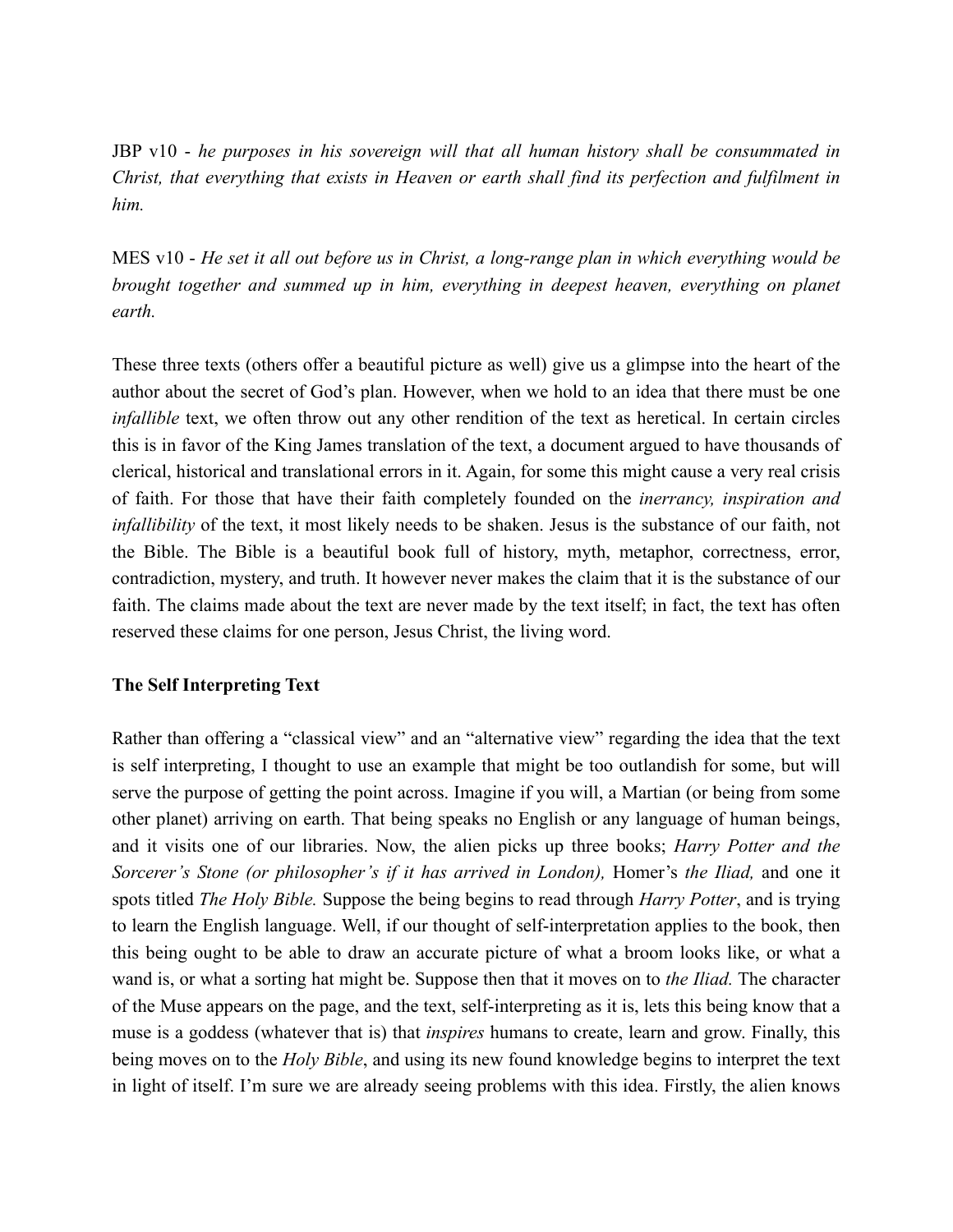JBP v10 - *he purposes in his sovereign will that all human history shall be consummated in Christ, that everything that exists in Heaven or earth shall find its perfection and fulfilment in him.*

MES v10 - *He set it all out before us in Christ, a long-range plan in which everything would be brought together and summed up in him, everything in deepest heaven, everything on planet earth.*

These three texts (others offer a beautiful picture as well) give us a glimpse into the heart of the author about the secret of God's plan. However, when we hold to an idea that there must be one *infallible* text, we often throw out any other rendition of the text as heretical. In certain circles this is in favor of the King James translation of the text, a document argued to have thousands of clerical, historical and translational errors in it. Again, for some this might cause a very real crisis of faith. For those that have their faith completely founded on the *inerrancy, inspiration and infallibility* of the text, it most likely needs to be shaken. Jesus is the substance of our faith, not the Bible. The Bible is a beautiful book full of history, myth, metaphor, correctness, error, contradiction, mystery, and truth. It however never makes the claim that it is the substance of our faith. The claims made about the text are never made by the text itself; in fact, the text has often reserved these claims for one person, Jesus Christ, the living word.

**The Self Interpreting Text**

Rather than offering a "classical view" and an "alternative view" regarding the idea that the text is self interpreting, I thought to use an example that might be too outlandish for some, but will serve the purpose of getting the point across. Imagine if you will, a Martian (or being from some other planet) arriving on earth. That being speaks no English or any language of human beings, and it visits one of our libraries. Now, the alien picks up three books; *Harry Potter and the Sorcerer's Stone (or philosopher's if it has arrived in London),* Homer's *the Iliad,* and one it spots titled *The Holy Bible.* Suppose the being begins to read through *Harry Potter*, and is trying to learn the English language. Well, if our thought of self-interpretation applies to the book, then this being ought to be able to draw an accurate picture of what a broom looks like, or what a wand is, or what a sorting hat might be. Suppose then that it moves on to *the Iliad.* The character of the Muse appears on the page, and the text, self-interpreting as it is, lets this being know that a muse is a goddess (whatever that is) that *inspires* humans to create, learn and grow. Finally, this being moves on to the *Holy Bible*, and using its new found knowledge begins to interpret the text in light of itself. I'm sure we are already seeing problems with this idea. Firstly, the alien knows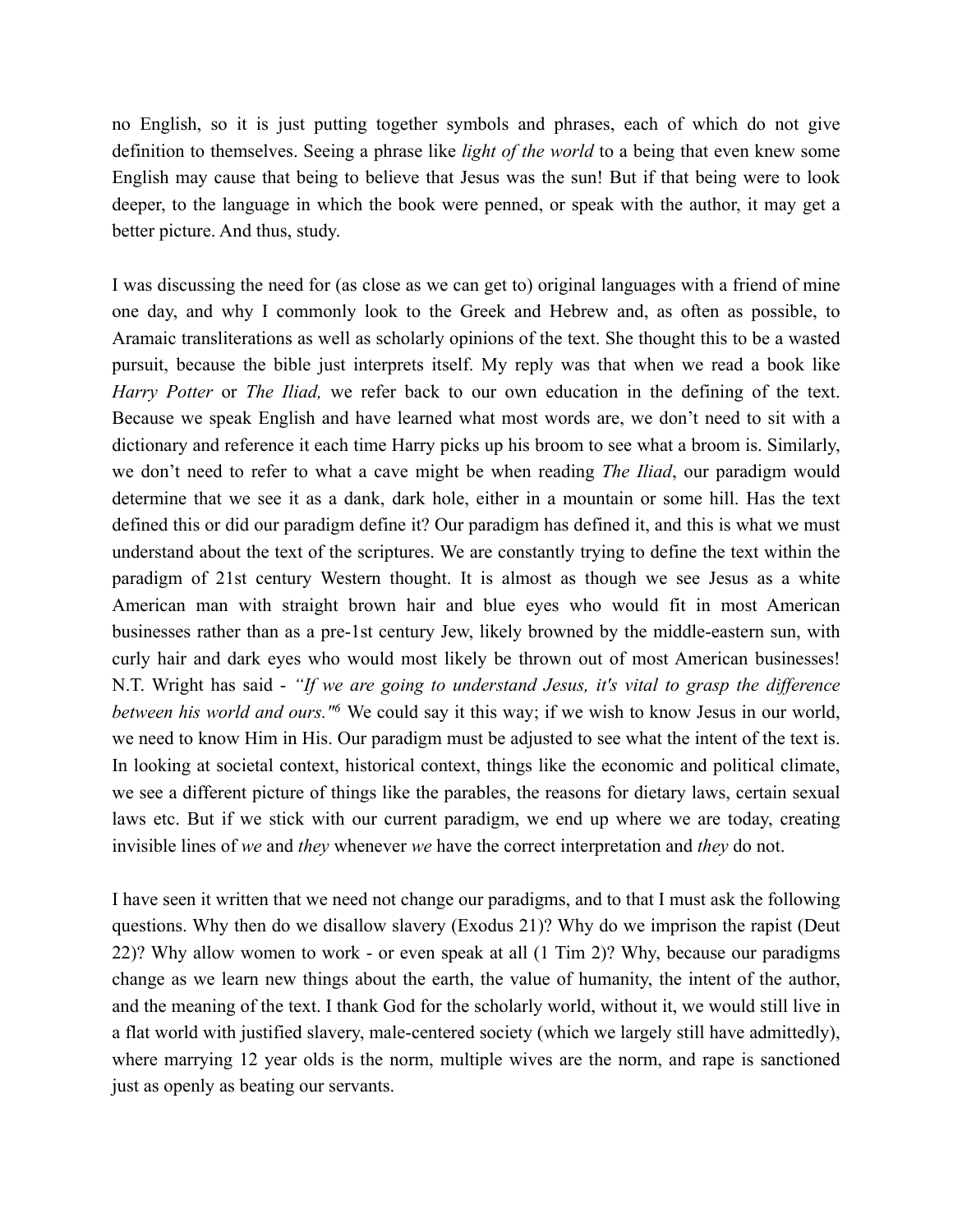no English, so it is just putting together symbols and phrases, each of which do not give definition to themselves. Seeing a phrase like *light of the world* to a being that even knew some English may cause that being to believe that Jesus was the sun! But if that being were to look deeper, to the language in which the book were penned, or speak with the author, it may get a better picture. And thus, study.

I was discussing the need for (as close as we can get to) original languages with a friend of mine one day, and why I commonly look to the Greek and Hebrew and, as often as possible, to Aramaic transliterations as well as scholarly opinions of the text. She thought this to be a wasted pursuit, because the bible just interprets itself. My reply was that when we read a book like *Harry Potter* or *The Iliad,* we refer back to our own education in the defining of the text. Because we speak English and have learned what most words are, we don't need to sit with a dictionary and reference it each time Harry picks up his broom to see what a broom is. Similarly, we don't need to refer to what a cave might be when reading *The Iliad*, our paradigm would determine that we see it as a dank, dark hole, either in a mountain or some hill. Has the text defined this or did our paradigm define it? Our paradigm has defined it, and this is what we must understand about the text of the scriptures. We are constantly trying to define the text within the paradigm of 21st century Western thought. It is almost as though we see Jesus as a white American man with straight brown hair and blue eyes who would fit in most American businesses rather than as a pre-1st century Jew, likely browned by the middle-eastern sun, with curly hair and dark eyes who would most likely be thrown out of most American businesses! N.T. Wright has said - *"If we are going to understand Jesus, it's vital to grasp the difference between his world and ours."*[6] We could say it this way; if we wish to know Jesus in our world, we need to know Him in His. Our paradigm must be adjusted to see what the intent of the text is. In looking at societal context, historical context, things like the economic and political climate, we see a different picture of things like the parables, the reasons for dietary laws, certain sexual laws etc. But if we stick with our current paradigm, we end up where we are today, creating invisible lines of *we* and *they* whenever *we* have the correct interpretation and *they* do not.

I have seen it written that we need not change our paradigms, and to that I must ask the following questions. Why then do we disallow slavery (Exodus 21)? Why do we imprison the rapist (Deut 22)? Why allow women to work - or even speak at all (1 Tim 2)? Why, because our paradigms change as we learn new things about the earth, the value of humanity, the intent of the author, and the meaning of the text. I thank God for the scholarly world, without it, we would still live in a flat world with justified slavery, male-centered society (which we largely still have admittedly), where marrying 12 year olds is the norm, multiple wives are the norm, and rape is sanctioned just as openly as beating our servants.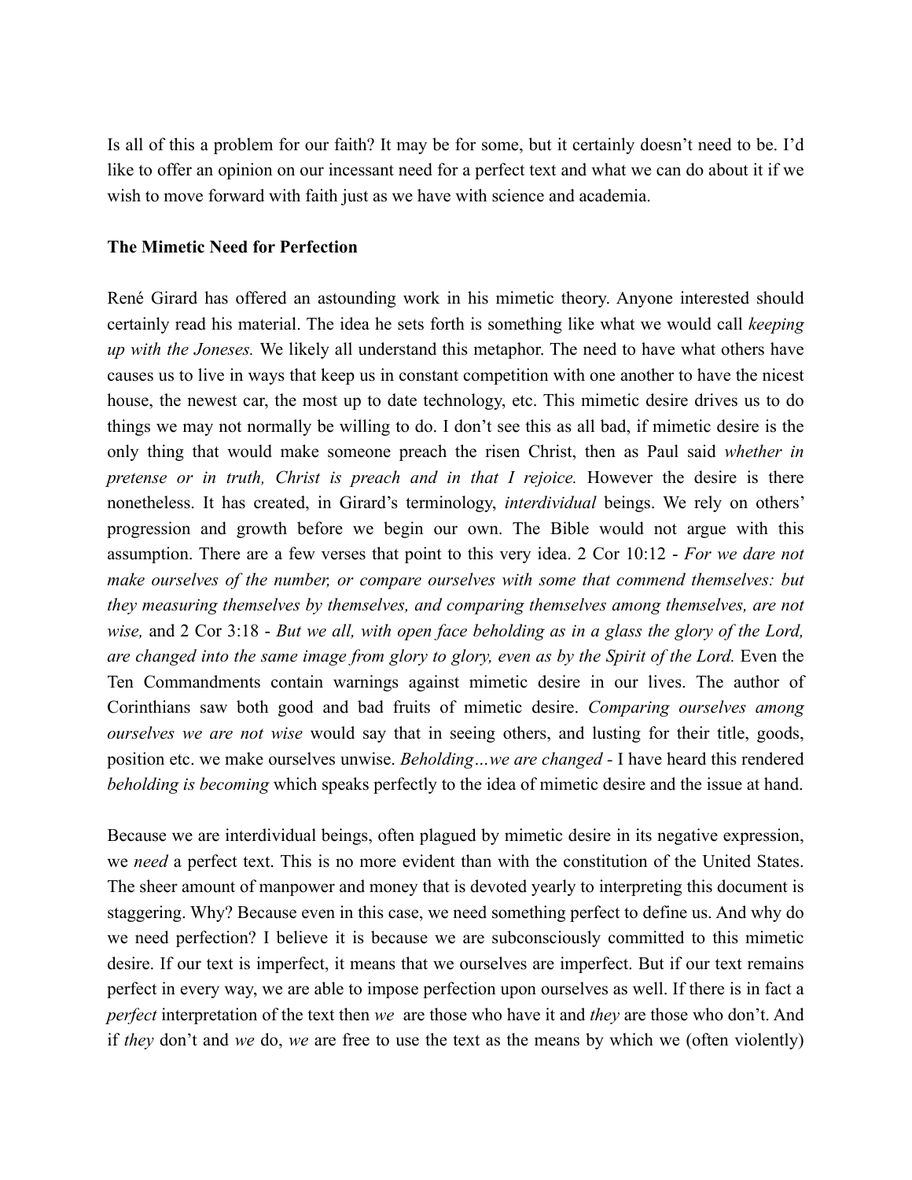Is all of this a problem for our faith? It may be for some, but it certainly doesn't need to be. I'd like to offer an opinion on our incessant need for a perfect text and what we can do about it if we wish to move forward with faith just as we have with science and academia.

**The Mimetic Need for Perfection**

René Girard has offered an astounding work in his mimetic theory. Anyone interested should certainly read his material. The idea he sets forth is something like what we would call *keeping up with the Joneses.* We likely all understand this metaphor. The need to have what others have causes us to live in ways that keep us in constant competition with one another to have the nicest house, the newest car, the most up to date technology, etc. This mimetic desire drives us to do things we may not normally be willing to do. I don't see this as all bad, if mimetic desire is the only thing that would make someone preach the risen Christ, then as Paul said *whether in pretense or in truth, Christ is preach and in that I rejoice.* However the desire is there nonetheless. It has created, in Girard's terminology, *interdividual* beings. We rely on others' progression and growth before we begin our own. The Bible would not argue with this assumption. There are a few verses that point to this very idea. 2 Cor 10:12 - *For we dare not make ourselves of the number, or compare ourselves with some that commend themselves: but they measuring themselves by themselves, and comparing themselves among themselves, are not wise,* and 2 Cor 3:18 - *But we all, with open face beholding as in a glass the glory of the Lord, are changed into the same image from glory to glory, even as by the Spirit of the Lord.* Even the Ten Commandments contain warnings against mimetic desire in our lives. The author of Corinthians saw both good and bad fruits of mimetic desire. *Comparing ourselves among ourselves we are not wise* would say that in seeing others, and lusting for their title, goods, position etc. we make ourselves unwise. *Beholding…we are changed* - I have heard this rendered *beholding is becoming* which speaks perfectly to the idea of mimetic desire and the issue at hand.

Because we are interdividual beings, often plagued by mimetic desire in its negative expression, we *need* a perfect text. This is no more evident than with the constitution of the United States. The sheer amount of manpower and money that is devoted yearly to interpreting this document is staggering. Why? Because even in this case, we need something perfect to define us. And why do we need perfection? I believe it is because we are subconsciously committed to this mimetic desire. If our text is imperfect, it means that we ourselves are imperfect. But if our text remains perfect in every way, we are able to impose perfection upon ourselves as well. If there is in fact a *perfect* interpretation of the text then *we* are those who have it and *they* are those who don't. And if *they* don't and *we* do, *we* are free to use the text as the means by which we (often violently)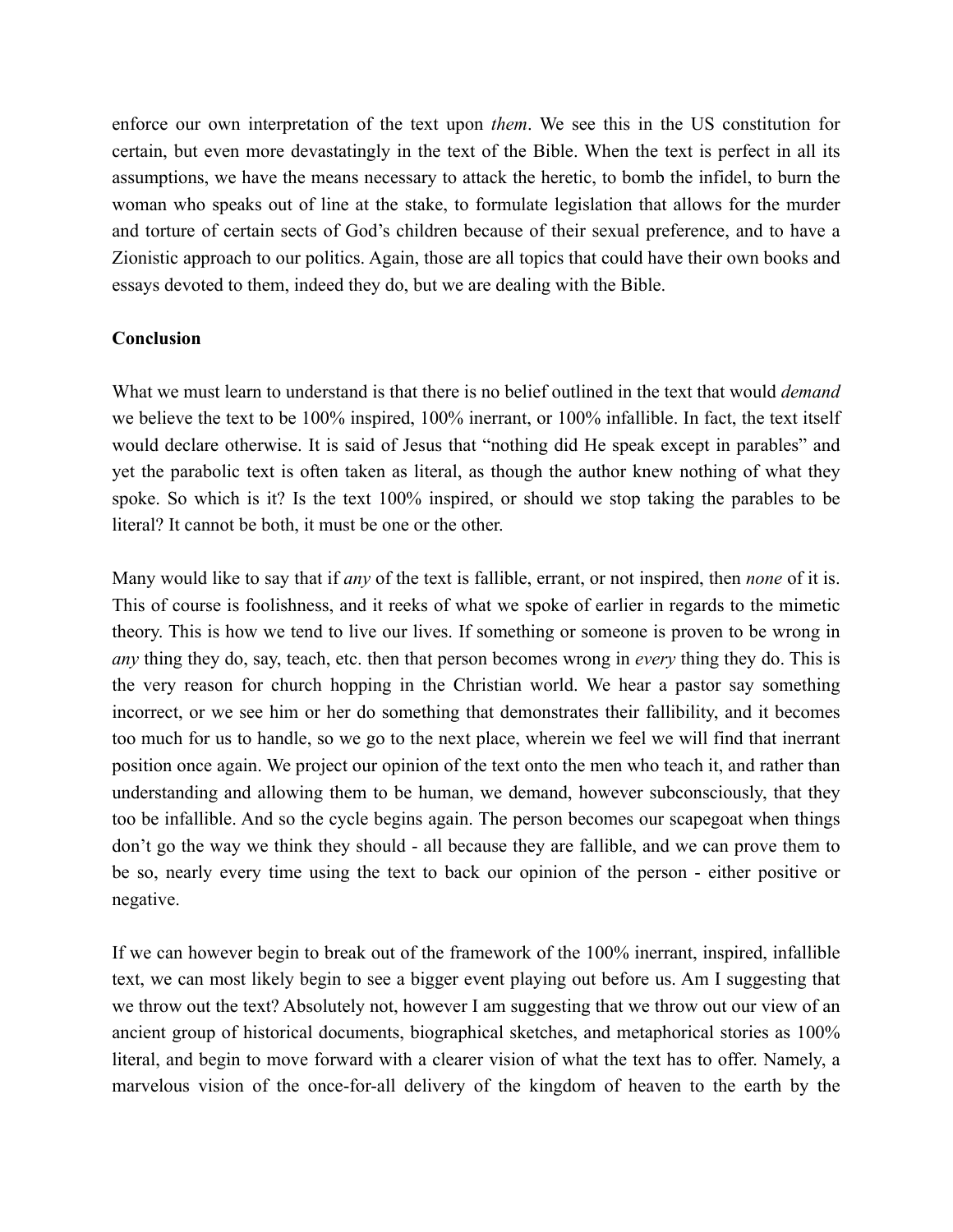enforce our own interpretation of the text upon *them*. We see this in the US constitution for certain, but even more devastatingly in the text of the Bible. When the text is perfect in all its assumptions, we have the means necessary to attack the heretic, to bomb the infidel, to burn the woman who speaks out of line at the stake, to formulate legislation that allows for the murder and torture of certain sects of God's children because of their sexual preference, and to have a Zionistic approach to our politics. Again, those are all topics that could have their own books and essays devoted to them, indeed they do, but we are dealing with the Bible.

**Conclusion**

What we must learn to understand is that there is no belief outlined in the text that would *demand* we believe the text to be 100% inspired, 100% inerrant, or 100% infallible. In fact, the text itself would declare otherwise. It is said of Jesus that "nothing did He speak except in parables" and yet the parabolic text is often taken as literal, as though the author knew nothing of what they spoke. So which is it? Is the text 100% inspired, or should we stop taking the parables to be literal? It cannot be both, it must be one or the other.

Many would like to say that if *any* of the text is fallible, errant, or not inspired, then *none* of it is. This of course is foolishness, and it reeks of what we spoke of earlier in regards to the mimetic theory. This is how we tend to live our lives. If something or someone is proven to be wrong in *any* thing they do, say, teach, etc. then that person becomes wrong in *every* thing they do. This is the very reason for church hopping in the Christian world. We hear a pastor say something incorrect, or we see him or her do something that demonstrates their fallibility, and it becomes too much for us to handle, so we go to the next place, wherein we feel we will find that inerrant position once again. We project our opinion of the text onto the men who teach it, and rather than understanding and allowing them to be human, we demand, however subconsciously, that they too be infallible. And so the cycle begins again. The person becomes our scapegoat when things don't go the way we think they should - all because they are fallible, and we can prove them to be so, nearly every time using the text to back our opinion of the person - either positive or negative.

If we can however begin to break out of the framework of the 100% inerrant, inspired, infallible text, we can most likely begin to see a bigger event playing out before us. Am I suggesting that we throw out the text? Absolutely not, however I am suggesting that we throw out our view of an ancient group of historical documents, biographical sketches, and metaphorical stories as 100% literal, and begin to move forward with a clearer vision of what the text has to offer. Namely, a marvelous vision of the once-for-all delivery of the kingdom of heaven to the earth by the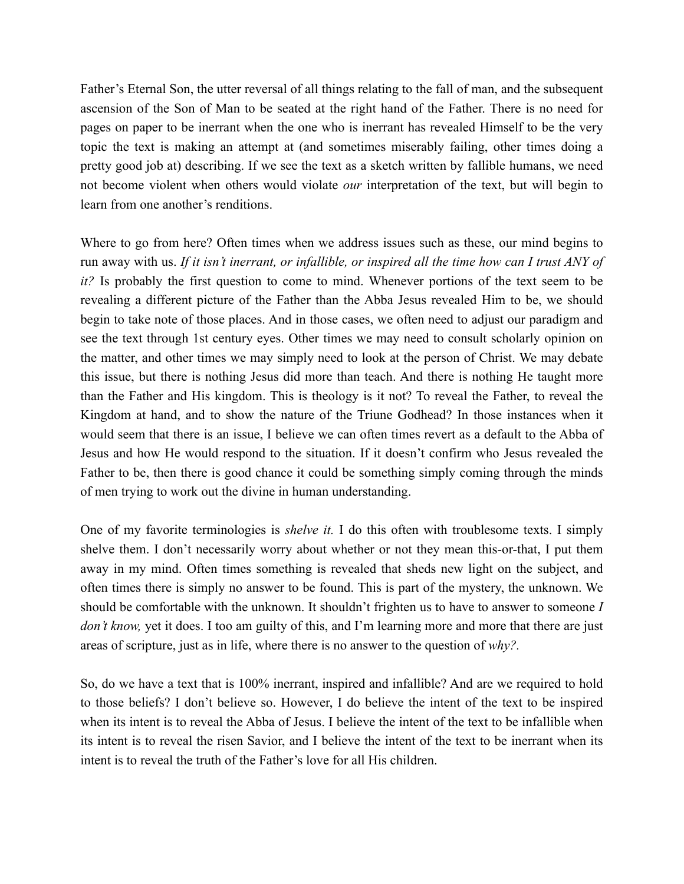Father's Eternal Son, the utter reversal of all things relating to the fall of man, and the subsequent ascension of the Son of Man to be seated at the right hand of the Father. There is no need for pages on paper to be inerrant when the one who is inerrant has revealed Himself to be the very topic the text is making an attempt at (and sometimes miserably failing, other times doing a pretty good job at) describing. If we see the text as a sketch written by fallible humans, we need not become violent when others would violate *our* interpretation of the text, but will begin to learn from one another's renditions.

Where to go from here? Often times when we address issues such as these, our mind begins to run away with us. *If it isn't inerrant, or infallible, or inspired all the time how can I trust ANY of it?* Is probably the first question to come to mind. Whenever portions of the text seem to be revealing a different picture of the Father than the Abba Jesus revealed Him to be, we should begin to take note of those places. And in those cases, we often need to adjust our paradigm and see the text through 1st century eyes. Other times we may need to consult scholarly opinion on the matter, and other times we may simply need to look at the person of Christ. We may debate this issue, but there is nothing Jesus did more than teach. And there is nothing He taught more than the Father and His kingdom. This is theology is it not? To reveal the Father, to reveal the Kingdom at hand, and to show the nature of the Triune Godhead? In those instances when it would seem that there is an issue, I believe we can often times revert as a default to the Abba of Jesus and how He would respond to the situation. If it doesn't confirm who Jesus revealed the Father to be, then there is good chance it could be something simply coming through the minds of men trying to work out the divine in human understanding.

One of my favorite terminologies is *shelve it.* I do this often with troublesome texts. I simply shelve them. I don't necessarily worry about whether or not they mean this-or-that, I put them away in my mind. Often times something is revealed that sheds new light on the subject, and often times there is simply no answer to be found. This is part of the mystery, the unknown. We should be comfortable with the unknown. It shouldn't frighten us to have to answer to someone *I don't know,* yet it does. I too am guilty of this, and I'm learning more and more that there are just areas of scripture, just as in life, where there is no answer to the question of *why?.*

So, do we have a text that is 100% inerrant, inspired and infallible? And are we required to hold to those beliefs? I don't believe so. However, I do believe the intent of the text to be inspired when its intent is to reveal the Abba of Jesus. I believe the intent of the text to be infallible when its intent is to reveal the risen Savior, and I believe the intent of the text to be inerrant when its intent is to reveal the truth of the Father's love for all His children.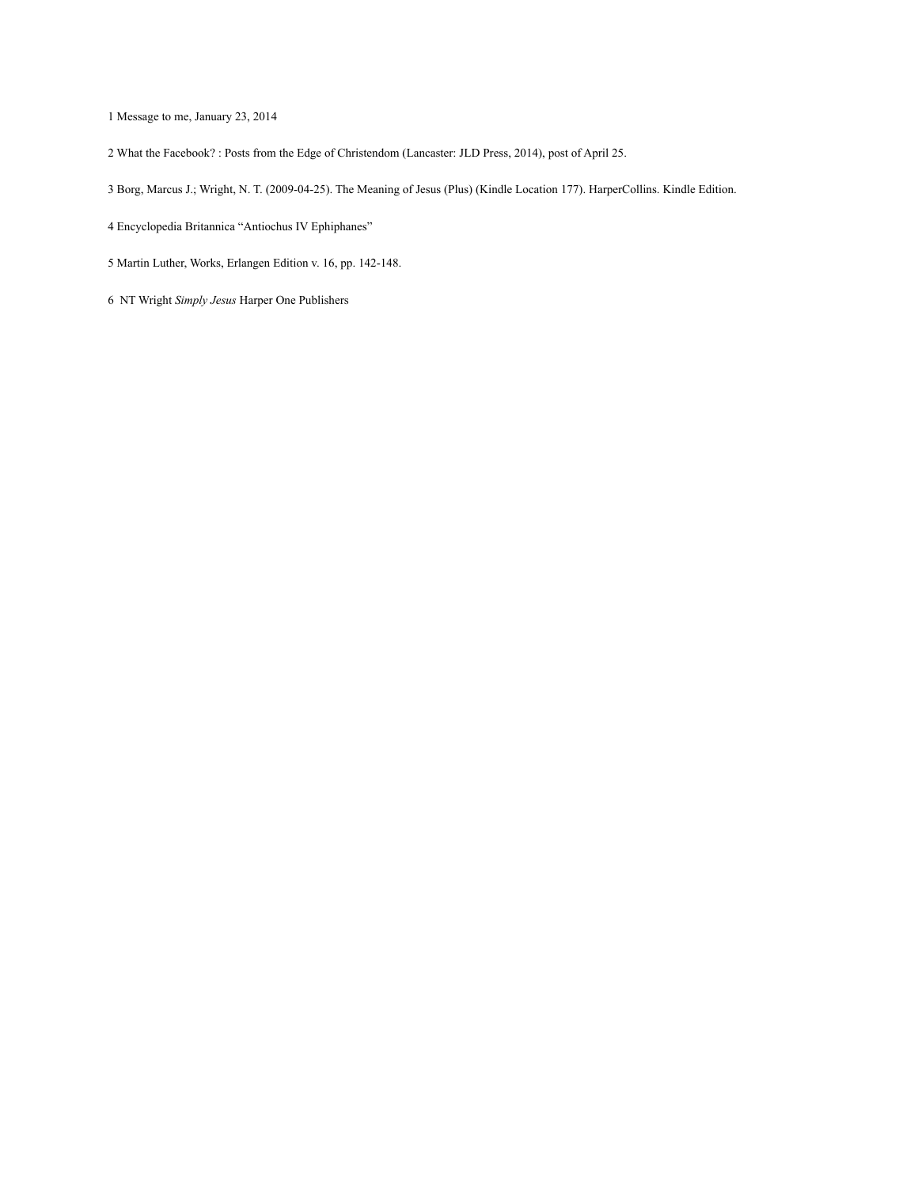1 Message to me, January 23, 2014

2 What the Facebook? : Posts from the Edge of Christendom (Lancaster: JLD Press, 2014), post of April 25.

3 Borg, Marcus J.; Wright, N. T. (2009-04-25). The Meaning of Jesus (Plus) (Kindle Location 177). HarperCollins. Kindle Edition.

4 Encyclopedia Britannica "Antiochus IV Ephiphanes"

5 Martin Luther, Works, Erlangen Edition v. 16, pp. 142-148.

6 NT Wright *Simply Jesus* Harper One Publishers